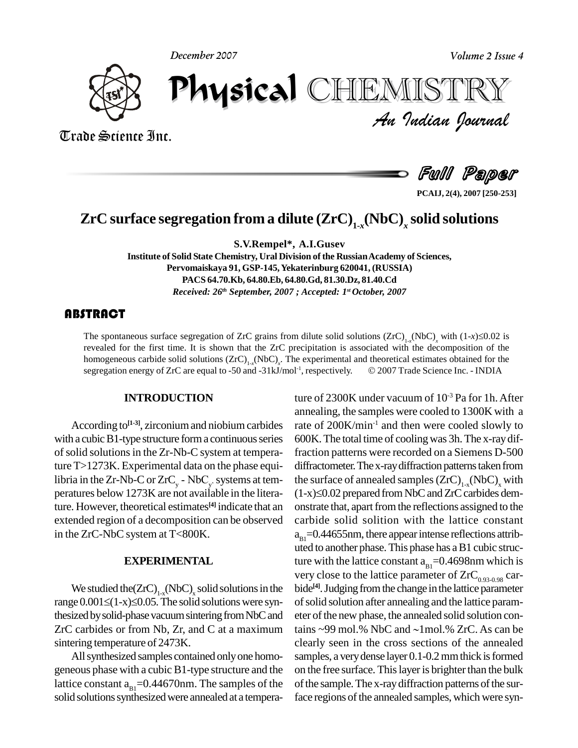# ZrC surface segregation from a dilute $(ZrC)_{1-x}(NbC)_x$ solid solutions

**S.V.Rempel\*, A.I.Gusev**

**Institute of Solid State Chemistry, Ural Division of the Russian Academy of Sciences, Pervomaiskaya 91, GSP-145, Yekaterinburg 620041, (RUSSIA)**

**PACS 64.70.Kb, 64.80.Eb, 64.80.Gd, 81.30.Dz, 81.40.Cd**

*Received: 26th September, 2007 ; Accepted: 1st October, 2007*

## ABSTRACT

The spontaneous surface segregation of ZrC grains from dilute solid solutions $(ZrC)_{1-x}(NbC)_x$ with $(1-x)\leq 0.02$ is revealed for the first time. It is shown that the ZrC precipitation is associated with the decomposition of the homogeneous carbide solid solutions $(ZrC)_{1-x}(NbC)_x$. The experimental and theoretical estimates obtained for the segregation energy of ZrC are equal to -50 and -31kJ/mol$^{-1}$, respectively. © 2007 Trade Science Inc. - INDIA

## INTRODUCTION

According to[1-3], zirconium and niobium carbides with a cubic B1-type structure form a continuous series of solid solutions in the Zr-Nb-C system at temperature T>1273K. Experimental data on the phase equilibria in the Zr-Nb-C or $ZrC_y$ - $NbC_{y'}$ systems at temperatures below 1273K are not available in the literature. However, theoretical estimates[4] indicate that an extended region of a decomposition can be observed in the ZrC-NbC system at T<800K.

## EXPERIMENTAL

We studied the $(ZrC)_{1-x}(NbC)_x$ solid solutions in the range $0.001\leq(1-x)\leq 0.05$. The solid solutions were synthesized by solid-phase vacuum sintering from NbC and ZrC carbides or from Nb, Zr, and C at a maximum sintering temperature of 2473K.

All synthesized samples contained only one homogeneous phase with a cubic B1-type structure and the lattice constant $a_{B1}$=0.44670nm. The samples of the solid solutions synthesized were annealed at a temperature of 2300K under vacuum of $10^{-3}$ Pa for 1h. After annealing, the samples were cooled to 1300K with a rate of 200K/min$^{-1}$ and then were cooled slowly to 600K. The total time of cooling was 3h. The x-ray diffraction patterns were recorded on a Siemens D-500 diffractometer. The x-ray diffraction patterns taken from the surface of annealed samples $(ZrC)_{1-x}(NbC)_x$ with $(1-x)\leq 0.02$ prepared from NbC and ZrC carbides demonstrate that, apart from the reflections assigned to the carbide solid solition with the lattice constant $a_{B1}$=0.44655nm, there appear intense reflections attributed to another phase. This phase has a B1 cubic structure with the lattice constant $a_{B1}$=0.4698nm which is very close to the lattice parameter of $ZrC_{0.93-0.98}$ carbide[4]. Judging from the change in the lattice parameter of solid solution after annealing and the lattice parameter of the new phase, the annealed solid solution contains ~99 mol.% NbC and ~1mol.% ZrC. As can be clearly seen in the cross sections of the annealed samples, a very dense layer 0.1-0.2 mm thick is formed on the free surface. This layer is brighter than the bulk of the sample. The x-ray diffraction patterns of the surface regions of the annealed samples, which were syn-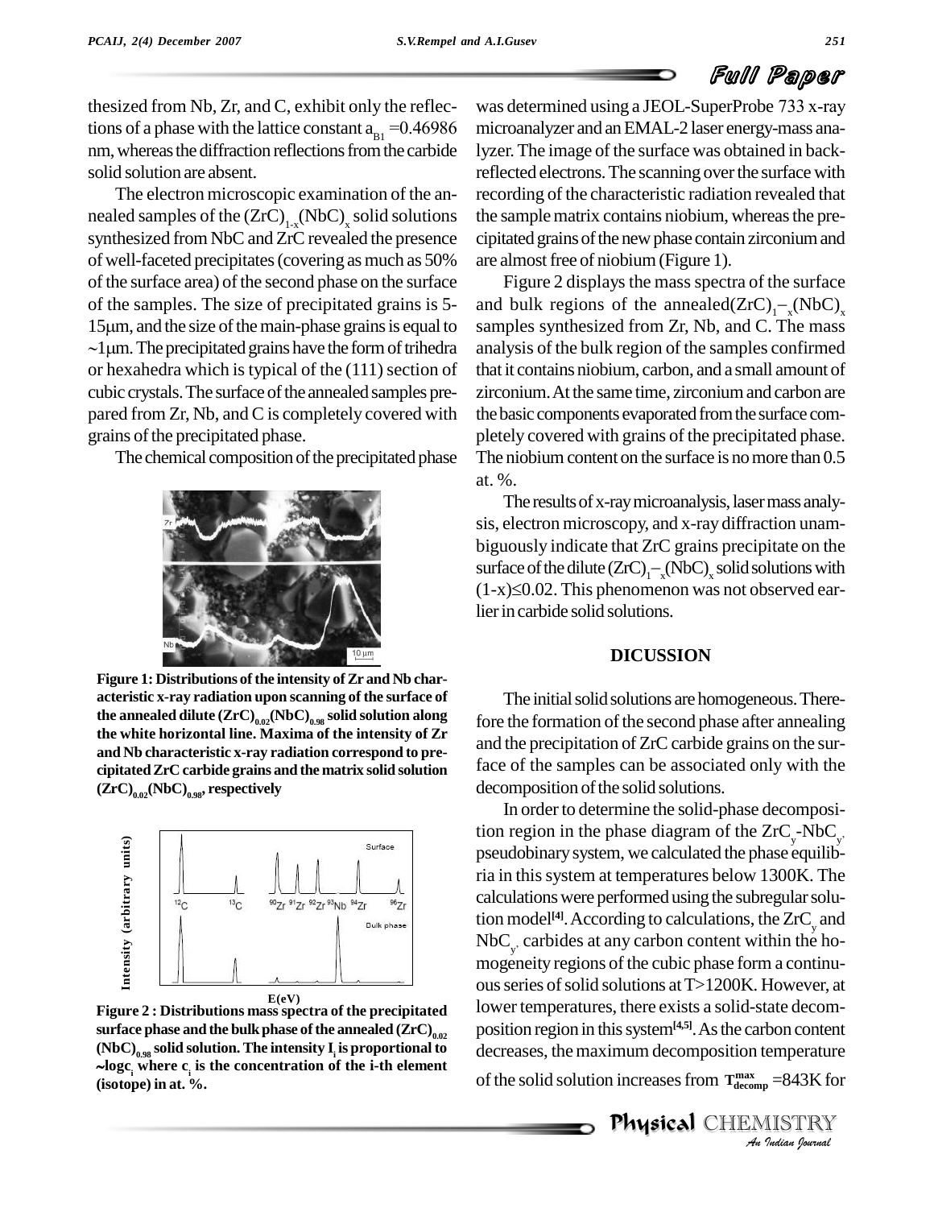thesized from Nb, Zr, and C, exhibit only the reflections of a phase with the lattice constant $a_{B1}$ =0.46986 nm, whereas the diffraction reflections from the carbide solid solution are absent.

The electron microscopic examination of the annealed samples of the $(ZrC)_{1-x}(NbC)_x$ solid solutions synthesized from NbC and ZrC revealed the presence of well-faceted precipitates (covering as much as 50% of the surface area) of the second phase on the surface of the samples. The size of precipitated grains is 5-15μm, and the size of the main-phase grains is equal to ~1μm. The precipitated grains have the form of trihedra or hexahedra which is typical of the (111) section of cubic crystals. The surface of the annealed samples prepared from Zr, Nb, and C is completely covered with grains of the precipitated phase.

The chemical composition of the precipitated phase was determined using a JEOL-SuperProbe 733 x-ray microanalyzer and an EMAL-2 laser energy-mass analyzer. The image of the surface was obtained in backreflected electrons. The scanning over the surface with recording of the characteristic radiation revealed that the sample matrix contains niobium, whereas the precipitated grains of the new phase contain zirconium and are almost free of niobium (Figure 1).

**Figure 1: Distributions of the intensity of Zr and Nb characteristic x-ray radiation upon scanning of the surface of the annealed dilute $(ZrC)_{0.02}(NbC)_{0.98}$ solid solution along the white horizontal line. Maxima of the intensity of Zr and Nb characteristic x-ray radiation correspond to precipitated ZrC carbide grains and the matrix solid solution $(ZrC)_{0.02}(NbC)_{0.98}$, respectively**

Figure 2 displays the mass spectra of the surface and bulk regions of the annealed $(ZrC)_{1-x}(NbC)_x$ samples synthesized from Zr, Nb, and C. The mass analysis of the bulk region of the samples confirmed that it contains niobium, carbon, and a small amount of zirconium. At the same time, zirconium and carbon are the basic components evaporated from the surface completely covered with grains of the precipitated phase. The niobium content on the surface is no more than 0.5 at. %.

**Figure 2 : Distributions mass spectra of the precipitated surface phase and the bulk phase of the annealed $(ZrC)_{0.02}(NbC)_{0.98}$ solid solution. The intensity $I_i$ is proportional to ~$\log c_i$ where $c_i$ is the concentration of the i-th element (isotope) in at. %.**

The results of x-ray microanalysis, laser mass analysis, electron microscopy, and x-ray diffraction unambiguously indicate that ZrC grains precipitate on the surface of the dilute $(ZrC)_{1-x}(NbC)_x$ solid solutions with $(1-x)\leq 0.02$. This phenomenon was not observed earlier in carbide solid solutions.

## DICUSSION

The initial solid solutions are homogeneous. Therefore the formation of the second phase after annealing and the precipitation of ZrC carbide grains on the surface of the samples can be associated only with the decomposition of the solid solutions.

In order to determine the solid-phase decomposition region in the phase diagram of the $ZrC_y$-$NbC_{y'}$ pseudobinary system, we calculated the phase equilibria in this system at temperatures below 1300K. The calculations were performed using the subregular solution model[4]. According to calculations, the $ZrC_y$ and $NbC_{y'}$ carbides at any carbon content within the homogeneity regions of the cubic phase form a continuous series of solid solutions at T>1200K. However, at lower temperatures, there exists a solid-state decomposition region in this system[4,5]. As the carbon content decreases, the maximum decomposition temperature of the solid solution increases from $T^{max}_{decomp}$ =843K for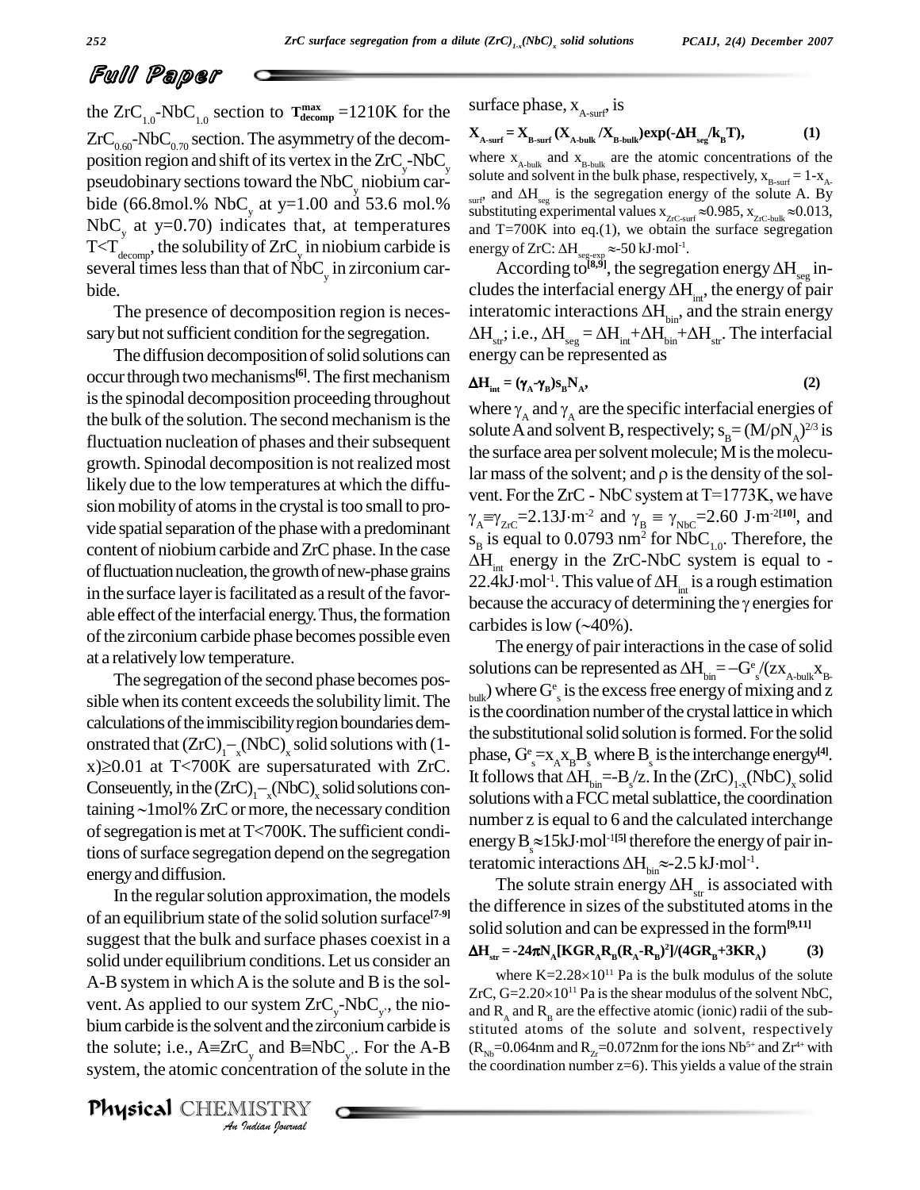the $ZrC_{1.0}$-$NbC_{1.0}$ section to $T^{max}_{decomp}$ =1210K for the $ZrC_{0.60}$-$NbC_{0.70}$ section. The asymmetry of the decomposition region and shift of its vertex in the $ZrC_y$-$NbC_y$ pseudobinary sections toward the $NbC_y$ niobium carbide (66.8mol.% $NbC_y$ at y=1.00 and 53.6 mol.% $NbC_y$ at y=0.70) indicates that, at temperatures $T<T_{decomp}$, the solubility of $ZrC_y$ in niobium carbide is several times less than that of $NbC_y$ in zirconium carbide.

The presence of decomposition region is necessary but not sufficient condition for the segregation.

The diffusion decomposition of solid solutions can occur through two mechanisms[6]. The first mechanism is the spinodal decomposition proceeding throughout the bulk of the solution. The second mechanism is the fluctuation nucleation of phases and their subsequent growth. Spinodal decomposition is not realized most likely due to the low temperatures at which the diffusion mobility of atoms in the crystal is too small to provide spatial separation of the phase with a predominant content of niobium carbide and ZrC phase. In the case of fluctuation nucleation, the growth of new-phase grains in the surface layer is facilitated as a result of the favorable effect of the interfacial energy. Thus, the formation of the zirconium carbide phase becomes possible even at a relatively low temperature.

The segregation of the second phase becomes possible when its content exceeds the solubility limit. The calculations of the immiscibility region boundaries demonstrated that $(ZrC)_1$–$_x(NbC)_x$ solid solutions with $(1-x)\geq0.01$ at T<700K are supersaturated with ZrC. Conseuently, in the $(ZrC)_1$–$_x(NbC)_x$ solid solutions containing ~1mol% ZrC or more, the necessary condition of segregation is met at T<700K. The sufficient conditions of surface segregation depend on the segregation energy and diffusion.

In the regular solution approximation, the models of an equilibrium state of the solid solution surface[7-9] suggest that the bulk and surface phases coexist in a solid under equilibrium conditions. Let us consider an A-B system in which A is the solute and B is the solvent. As applied to our system $ZrC_y$-$NbC_{y'}$, the niobium carbide is the solvent and the zirconium carbide is the solute; i.e., $A\equiv ZrC_y$ and $B\equiv NbC_{y'}$. For the A-B system, the atomic concentration of the solute in the surface phase, $x_{A\text{-}surf}$, is

$$X_{A\text{-}surf} = X_{B\text{-}surf}\,(X_{A\text{-}bulk}/X_{B\text{-}bulk})\exp(-\Delta H_{seg}/k_BT), \qquad (1)$$

where $x_{A\text{-}bulk}$ and $x_{B\text{-}bulk}$ are the atomic concentrations of the solute and solvent in the bulk phase, respectively, $x_{B\text{-}surf} = 1-x_{A\text{-}surf}$, and $\Delta H_{seg}$ is the segregation energy of the solute A. By substituting experimental values $x_{ZrC\text{-}surf}\approx0.985$, $x_{ZrC\text{-}bulk}\approx0.013$, and T=700K into eq.(1), we obtain the surface segregation energy of ZrC: $\Delta H_{seg\text{-}exp}\approx$-50 kJ·mol$^{-1}$.

According to[8,9], the segregation energy $\Delta H_{seg}$ includes the interfacial energy $\Delta H_{int}$, the energy of pair interatomic interactions $\Delta H_{bin}$, and the strain energy $\Delta H_{str}$; i.e., $\Delta H_{seg} = \Delta H_{int}+\Delta H_{bin}+\Delta H_{str}$. The interfacial energy can be represented as

$$\Delta H_{int} = (\gamma_A-\gamma_B)s_BN_A, \qquad (2)$$

where $\gamma_A$ and $\gamma_A$ are the specific interfacial energies of solute A and solvent B, respectively; $s_B = (M/\rho N_A)^{2/3}$ is the surface area per solvent molecule; M is the molecular mass of the solvent; and $\rho$ is the density of the solvent. For the ZrC - NbC system at T=1773K, we have $\gamma_A\equiv\gamma_{ZrC}$=2.13J·m$^{-2}$ and $\gamma_B\equiv\gamma_{NbC}$=2.60 J·m$^{-2}$[10], and $s_B$ is equal to 0.0793 nm$^2$ for $NbC_{1.0}$. Therefore, the $\Delta H_{int}$ energy in the ZrC-NbC system is equal to -22.4kJ·mol$^{-1}$. This value of $\Delta H_{int}$ is a rough estimation because the accuracy of determining the $\gamma$ energies for carbides is low (~40%).

The energy of pair interactions in the case of solid solutions can be represented as $\Delta H_{bin}=-G^e_s/(zx_{A\text{-}bulk}x_{B\text{-}bulk})$ where $G^e_s$ is the excess free energy of mixing and z is the coordination number of the crystal lattice in which the substitutional solid solution is formed. For the solid phase, $G^e_s=x_Ax_BB_s$ where $B_s$ is the interchange energy[4]. It follows that $\Delta H_{bin}=-B_s/z$. In the $(ZrC)_{1-x}(NbC)_x$ solid solutions with a FCC metal sublattice, the coordination number z is equal to 6 and the calculated interchange energy $B_s\approx$15kJ·mol$^{-1}$[5] therefore the energy of pair interatomic interactions $\Delta H_{bin}\approx$-2.5 kJ·mol$^{-1}$.

The solute strain energy $\Delta H_{str}$ is associated with the difference in sizes of the substituted atoms in the solid solution and can be expressed in the form[9,11]

$$\Delta H_{str} = -24\pi N_A[KGR_AR_B(R_A-R_B)^2]/(4GR_B+3KR_A) \qquad (3)$$

where K=2.28×10$^{11}$ Pa is the bulk modulus of the solute ZrC, G=2.20×10$^{11}$ Pa is the shear modulus of the solvent NbC, and $R_A$ and $R_B$ are the effective atomic (ionic) radii of the substituted atoms of the solute and solvent, respectively ($R_{Nb}$=0.064nm and $R_{Zr}$=0.072nm for the ions $Nb^{5+}$ and $Zr^{4+}$ with the coordination number z=6). This yields a value of the strain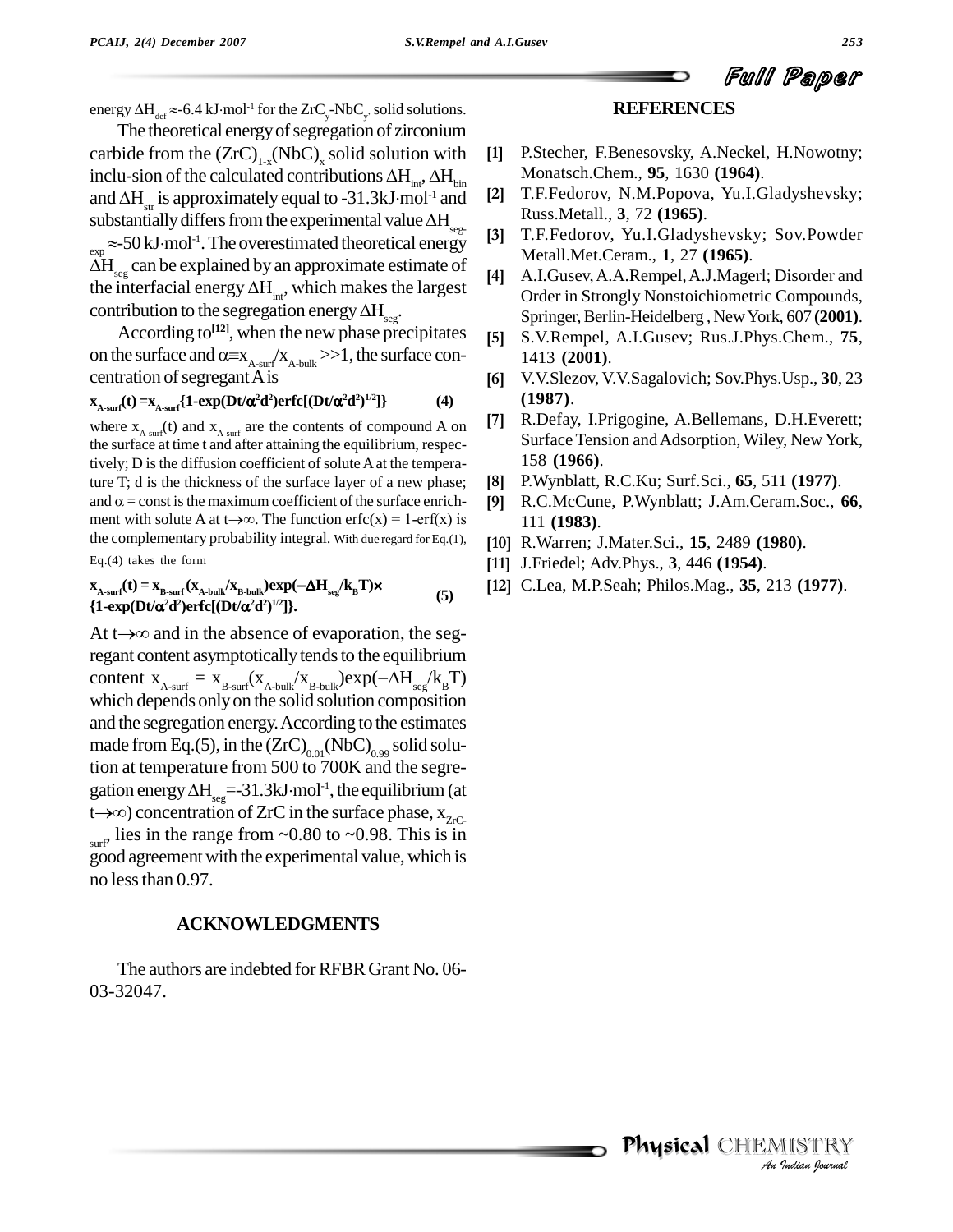energy $\Delta H_{def} \approx$-6.4 kJ·mol$^{-1}$ for the $ZrC_y$-$NbC_{y'}$ solid solutions.

The theoretical energy of segregation of zirconium carbide from the $(ZrC)_{1-x}(NbC)_x$ solid solution with inclu-sion of the calculated contributions $\Delta H_{int}$, $\Delta H_{bin}$ and $\Delta H_{str}$ is approximately equal to -31.3kJ·mol$^{-1}$ and substantially differs from the experimental value $\Delta H_{seg-exp} \approx$-50 kJ·mol$^{-1}$. The overestimated theoretical energy $\Delta H_{seg}$ can be explained by an approximate estimate of the interfacial energy $\Delta H_{int}$, which makes the largest contribution to the segregation energy $\Delta H_{seg}$.

According to[12], when the new phase precipitates on the surface and $\alpha \equiv x_{A\text{-surf}}/x_{A\text{-bulk}} >> 1$, the surface concentration of segregant A is

$$x_{A\text{-surf}}(t) = x_{A\text{-surf}}\{1-\exp(Dt/\alpha^2 d^2)\mathrm{erfc}[(Dt/\alpha^2 d^2)^{1/2}]\} \quad (4)$$

where $x_{A\text{-surf}}(t)$ and $x_{A\text{-surf}}$ are the contents of compound A on the surface at time t and after attaining the equilibrium, respectively; D is the diffusion coefficient of solute A at the temperature T; d is the thickness of the surface layer of a new phase; and $\alpha$ = const is the maximum coefficient of the surface enrichment with solute A at $t \to \infty$. The function $\mathrm{erfc}(x) = 1-\mathrm{erf}(x)$ is the complementary probability integral. With due regard for Eq.(1), Eq.(4) takes the form

$$x_{A\text{-surf}}(t) = x_{B\text{-surf}}(x_{A\text{-bulk}}/x_{B\text{-bulk}})\exp(-\Delta H_{seg}/k_B T)\times \{1-\exp(Dt/\alpha^2 d^2)\mathrm{erfc}[(Dt/\alpha^2 d^2)^{1/2}]\}. \quad (5)$$

At $t \to \infty$ and in the absence of evaporation, the segregant content asymptotically tends to the equilibrium content $x_{A\text{-surf}} = x_{B\text{-surf}}(x_{A\text{-bulk}}/x_{B\text{-bulk}})\exp(-\Delta H_{seg}/k_B T)$ which depends only on the solid solution composition and the segregation energy. According to the estimates made from Eq.(5), in the $(ZrC)_{0.01}(NbC)_{0.99}$ solid solution at temperature from 500 to 700K and the segregation energy $\Delta H_{seg}$=-31.3kJ·mol$^{-1}$, the equilibrium (at $t \to \infty$) concentration of ZrC in the surface phase, $x_{ZrC\text{-surf}}$, lies in the range from ~0.80 to ~0.98. This is in good agreement with the experimental value, which is no less than 0.97.

## ACKNOWLEDGMENTS

The authors are indebted for RFBR Grant No. 06-03-32047.

## REFERENCES

[1] P.Stecher, F.Benesovsky, A.Neckel, H.Nowotny; Monatsch.Chem., **95**, 1630 **(1964)**.

[2] T.F.Fedorov, N.M.Popova, Yu.I.Gladyshevsky; Russ.Metall., **3**, 72 **(1965)**.

[3] T.F.Fedorov, Yu.I.Gladyshevsky; Sov.Powder Metall.Met.Ceram., **1**, 27 **(1965)**.

[4] A.I.Gusev, A.A.Rempel, A.J.Magerl; Disorder and Order in Strongly Nonstoichiometric Compounds, Springer, Berlin-Heidelberg , New York, 607 **(2001)**.

[5] S.V.Rempel, A.I.Gusev; Rus.J.Phys.Chem., **75**, 1413 **(2001)**.

[6] V.V.Slezov, V.V.Sagalovich; Sov.Phys.Usp., **30**, 23 **(1987)**.

[7] R.Defay, I.Prigogine, A.Bellemans, D.H.Everett; Surface Tension and Adsorption, Wiley, New York, 158 **(1966)**.

[8] P.Wynblatt, R.C.Ku; Surf.Sci., **65**, 511 **(1977)**.

[9] R.C.McCune, P.Wynblatt; J.Am.Ceram.Soc., **66**, 111 **(1983)**.

[10] R.Warren; J.Mater.Sci., **15**, 2489 **(1980)**.

[11] J.Friedel; Adv.Phys., **3**, 446 **(1954)**.

[12] C.Lea, M.P.Seah; Philos.Mag., **35**, 213 **(1977)**.